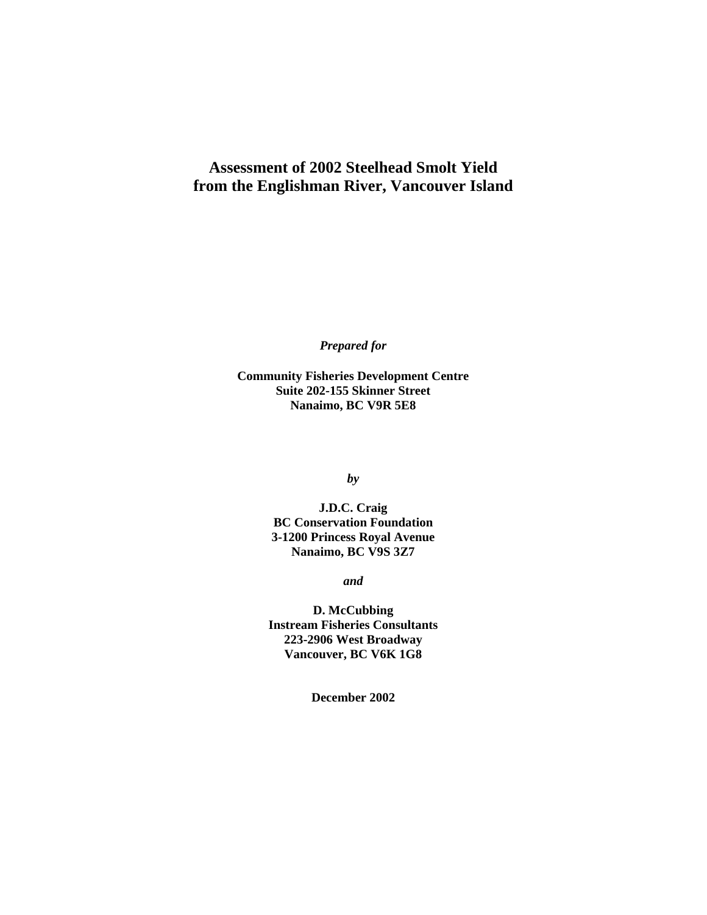# Assessment of 2002 Steelhead Smolt Yield from the Englishman River, Vancouver Island

***Prepared for***

**Community Fisheries Development Centre**
**Suite 202-155 Skinner Street**
**Nanaimo, BC V9R 5E8**

***by***

**J.D.C. Craig**
**BC Conservation Foundation**
**3-1200 Princess Royal Avenue**
**Nanaimo, BC V9S 3Z7**

***and***

**D. McCubbing**
**Instream Fisheries Consultants**
**223-2906 West Broadway**
**Vancouver, BC V6K 1G8**

**December 2002**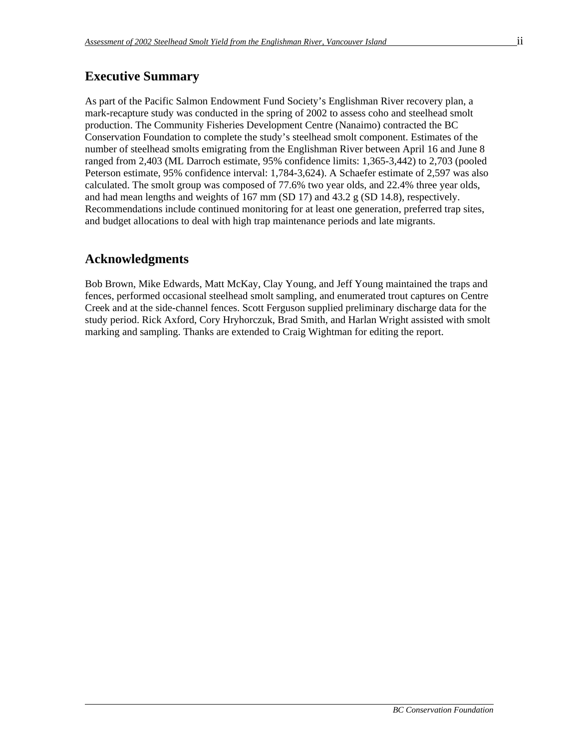## Executive Summary

As part of the Pacific Salmon Endowment Fund Society's Englishman River recovery plan, a mark-recapture study was conducted in the spring of 2002 to assess coho and steelhead smolt production. The Community Fisheries Development Centre (Nanaimo) contracted the BC Conservation Foundation to complete the study's steelhead smolt component. Estimates of the number of steelhead smolts emigrating from the Englishman River between April 16 and June 8 ranged from 2,403 (ML Darroch estimate, 95% confidence limits: 1,365-3,442) to 2,703 (pooled Peterson estimate, 95% confidence interval: 1,784-3,624). A Schaefer estimate of 2,597 was also calculated. The smolt group was composed of 77.6% two year olds, and 22.4% three year olds, and had mean lengths and weights of 167 mm (SD 17) and 43.2 g (SD 14.8), respectively. Recommendations include continued monitoring for at least one generation, preferred trap sites, and budget allocations to deal with high trap maintenance periods and late migrants.

## Acknowledgments

Bob Brown, Mike Edwards, Matt McKay, Clay Young, and Jeff Young maintained the traps and fences, performed occasional steelhead smolt sampling, and enumerated trout captures on Centre Creek and at the side-channel fences. Scott Ferguson supplied preliminary discharge data for the study period. Rick Axford, Cory Hryhorczuk, Brad Smith, and Harlan Wright assisted with smolt marking and sampling. Thanks are extended to Craig Wightman for editing the report.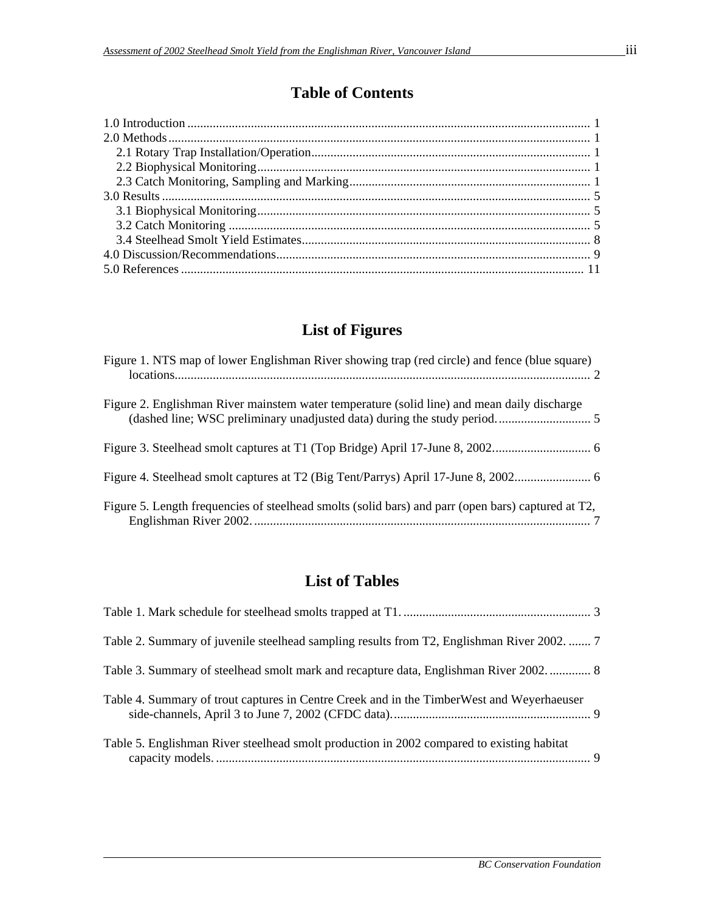# Table of Contents

1.0 Introduction .......... 1
2.0 Methods .......... 1
  2.1 Rotary Trap Installation/Operation .......... 1
  2.2 Biophysical Monitoring .......... 1
  2.3 Catch Monitoring, Sampling and Marking .......... 1
3.0 Results .......... 5
  3.1 Biophysical Monitoring .......... 5
  3.2 Catch Monitoring .......... 5
  3.4 Steelhead Smolt Yield Estimates .......... 8
4.0 Discussion/Recommendations .......... 9
5.0 References .......... 11

# List of Figures

Figure 1. NTS map of lower Englishman River showing trap (red circle) and fence (blue square) locations .......... 2

Figure 2. Englishman River mainstem water temperature (solid line) and mean daily discharge (dashed line; WSC preliminary unadjusted data) during the study period. .......... 5

Figure 3. Steelhead smolt captures at T1 (Top Bridge) April 17-June 8, 2002 .......... 6

Figure 4. Steelhead smolt captures at T2 (Big Tent/Parrys) April 17-June 8, 2002 .......... 6

Figure 5. Length frequencies of steelhead smolts (solid bars) and parr (open bars) captured at T2, Englishman River 2002. .......... 7

# List of Tables

Table 1. Mark schedule for steelhead smolts trapped at T1. .......... 3

Table 2. Summary of juvenile steelhead sampling results from T2, Englishman River 2002. .......... 7

Table 3. Summary of steelhead smolt mark and recapture data, Englishman River 2002. .......... 8

Table 4. Summary of trout captures in Centre Creek and in the TimberWest and Weyerhaeuser side-channels, April 3 to June 7, 2002 (CFDC data). .......... 9

Table 5. Englishman River steelhead smolt production in 2002 compared to existing habitat capacity models. .......... 9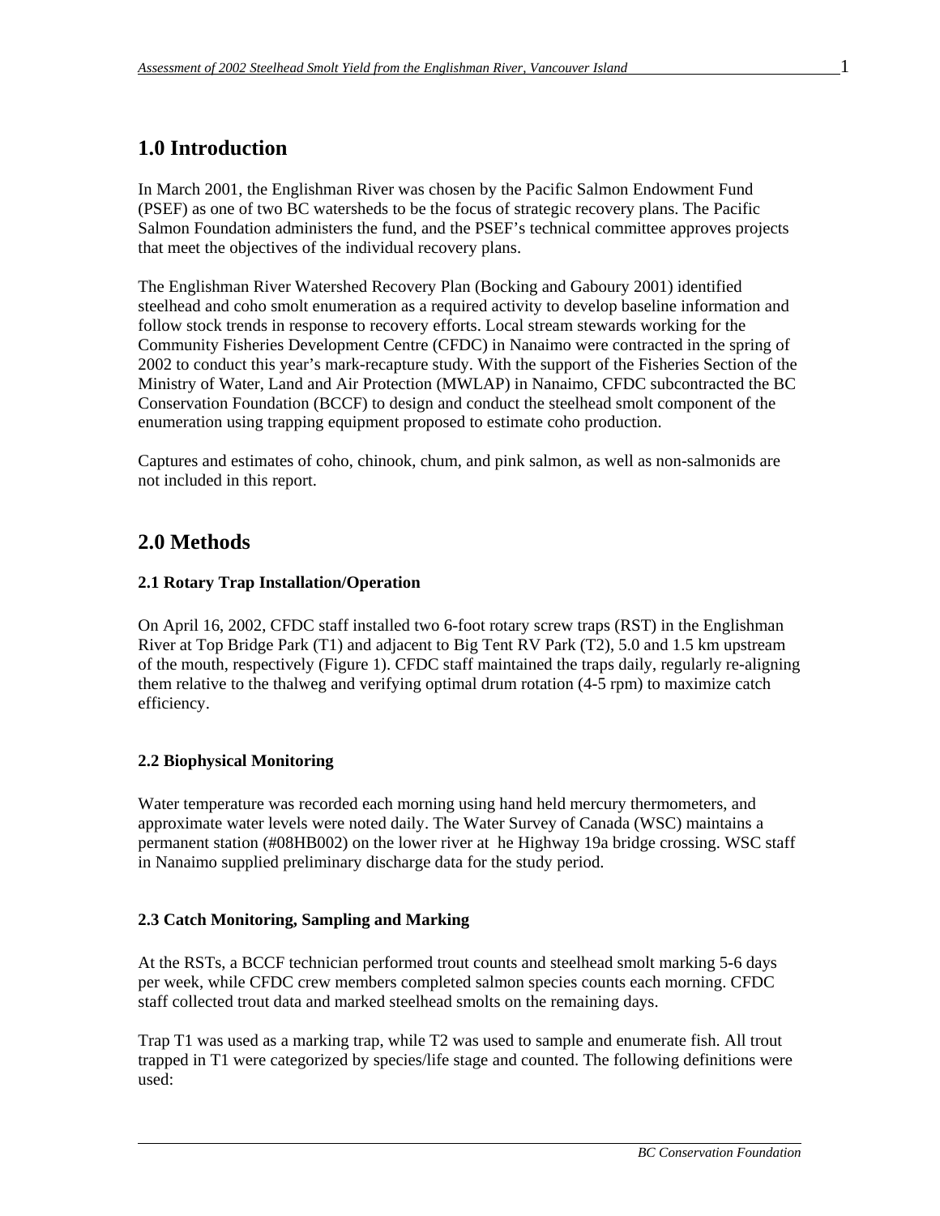# 1.0 Introduction

In March 2001, the Englishman River was chosen by the Pacific Salmon Endowment Fund (PSEF) as one of two BC watersheds to be the focus of strategic recovery plans. The Pacific Salmon Foundation administers the fund, and the PSEF's technical committee approves projects that meet the objectives of the individual recovery plans.

The Englishman River Watershed Recovery Plan (Bocking and Gaboury 2001) identified steelhead and coho smolt enumeration as a required activity to develop baseline information and follow stock trends in response to recovery efforts. Local stream stewards working for the Community Fisheries Development Centre (CFDC) in Nanaimo were contracted in the spring of 2002 to conduct this year's mark-recapture study. With the support of the Fisheries Section of the Ministry of Water, Land and Air Protection (MWLAP) in Nanaimo, CFDC subcontracted the BC Conservation Foundation (BCCF) to design and conduct the steelhead smolt component of the enumeration using trapping equipment proposed to estimate coho production.

Captures and estimates of coho, chinook, chum, and pink salmon, as well as non-salmonids are not included in this report.

# 2.0 Methods

### 2.1 Rotary Trap Installation/Operation

On April 16, 2002, CFDC staff installed two 6-foot rotary screw traps (RST) in the Englishman River at Top Bridge Park (T1) and adjacent to Big Tent RV Park (T2), 5.0 and 1.5 km upstream of the mouth, respectively (Figure 1). CFDC staff maintained the traps daily, regularly re-aligning them relative to the thalweg and verifying optimal drum rotation (4-5 rpm) to maximize catch efficiency.

### 2.2 Biophysical Monitoring

Water temperature was recorded each morning using hand held mercury thermometers, and approximate water levels were noted daily. The Water Survey of Canada (WSC) maintains a permanent station (#08HB002) on the lower river at he Highway 19a bridge crossing. WSC staff in Nanaimo supplied preliminary discharge data for the study period.

### 2.3 Catch Monitoring, Sampling and Marking

At the RSTs, a BCCF technician performed trout counts and steelhead smolt marking 5-6 days per week, while CFDC crew members completed salmon species counts each morning. CFDC staff collected trout data and marked steelhead smolts on the remaining days.

Trap T1 was used as a marking trap, while T2 was used to sample and enumerate fish. All trout trapped in T1 were categorized by species/life stage and counted. The following definitions were used: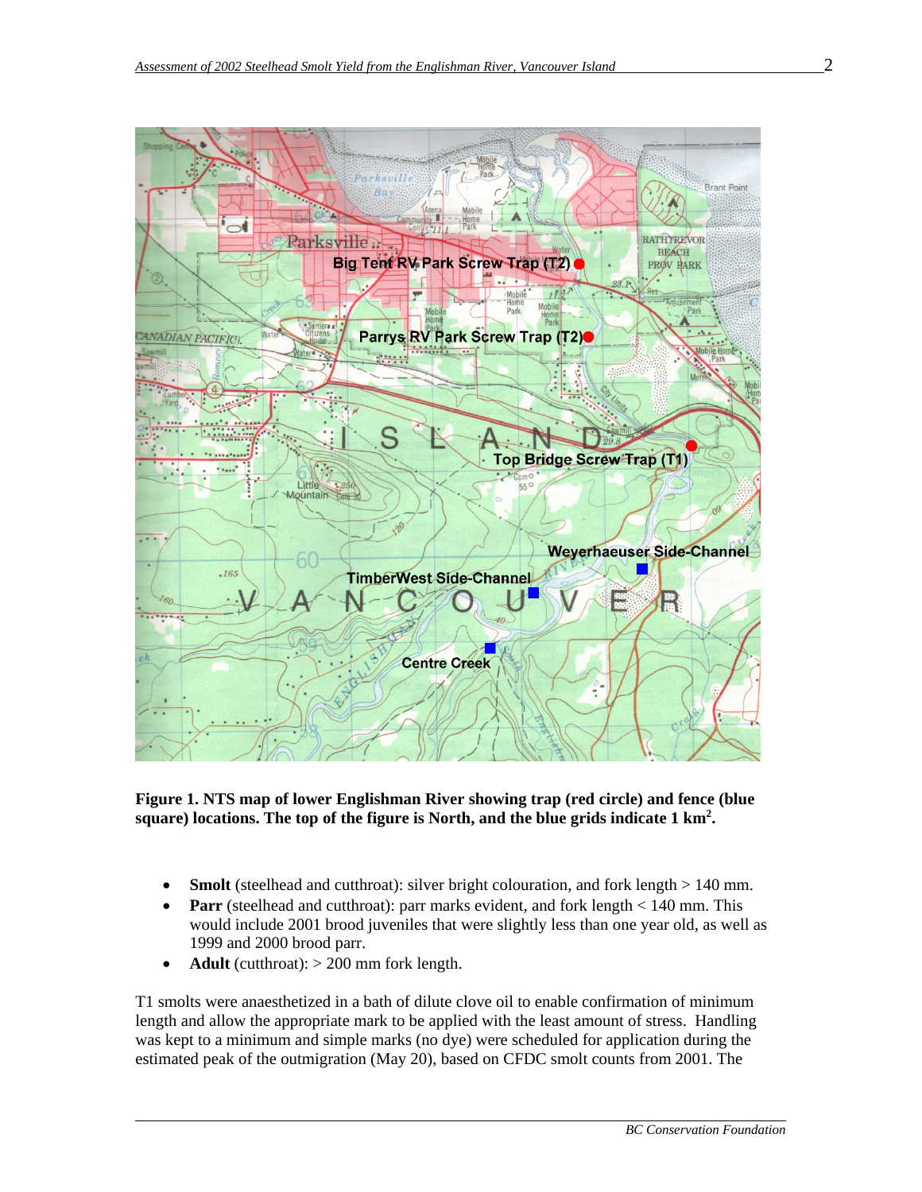**Figure 1. NTS map of lower Englishman River showing trap (red circle) and fence (blue square) locations. The top of the figure is North, and the blue grids indicate 1 km$^2$.**

- **Smolt** (steelhead and cutthroat): silver bright colouration, and fork length > 140 mm.
- **Parr** (steelhead and cutthroat): parr marks evident, and fork length < 140 mm. This would include 2001 brood juveniles that were slightly less than one year old, as well as 1999 and 2000 brood parr.
- **Adult** (cutthroat): > 200 mm fork length.

T1 smolts were anaesthetized in a bath of dilute clove oil to enable confirmation of minimum length and allow the appropriate mark to be applied with the least amount of stress. Handling was kept to a minimum and simple marks (no dye) were scheduled for application during the estimated peak of the outmigration (May 20), based on CFDC smolt counts from 2001. The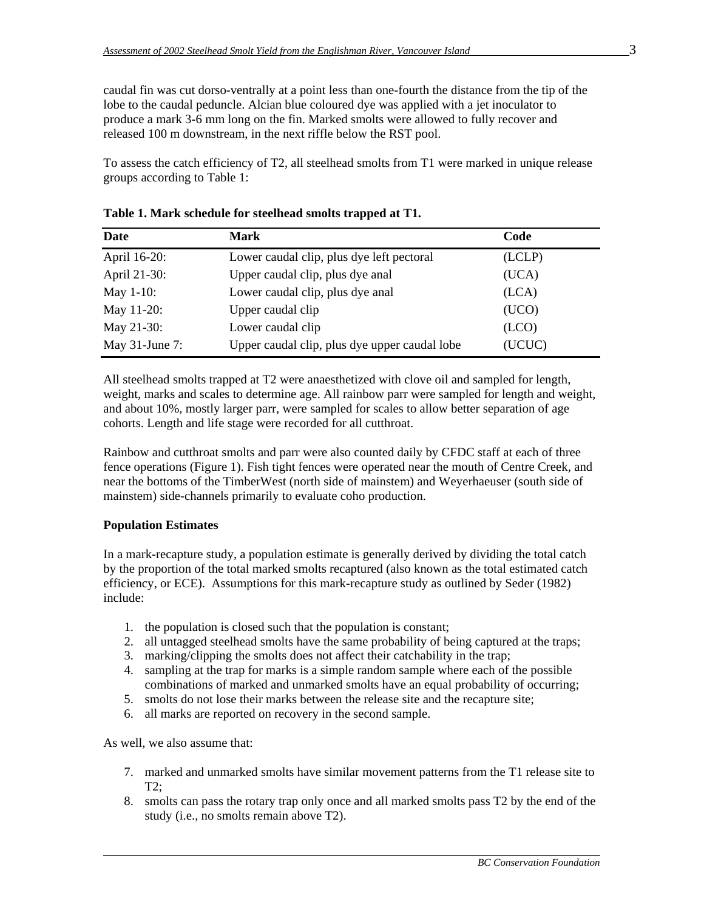caudal fin was cut dorso-ventrally at a point less than one-fourth the distance from the tip of the lobe to the caudal peduncle. Alcian blue coloured dye was applied with a jet inoculator to produce a mark 3-6 mm long on the fin. Marked smolts were allowed to fully recover and released 100 m downstream, in the next riffle below the RST pool.

To assess the catch efficiency of T2, all steelhead smolts from T1 were marked in unique release groups according to Table 1:

**Table 1. Mark schedule for steelhead smolts trapped at T1.**

| Date | Mark | Code |
|---|---|---|
| April 16-20: | Lower caudal clip, plus dye left pectoral | (LCLP) |
| April 21-30: | Upper caudal clip, plus dye anal | (UCA) |
| May 1-10: | Lower caudal clip, plus dye anal | (LCA) |
| May 11-20: | Upper caudal clip | (UCO) |
| May 21-30: | Lower caudal clip | (LCO) |
| May 31-June 7: | Upper caudal clip, plus dye upper caudal lobe | (UCUC) |

All steelhead smolts trapped at T2 were anaesthetized with clove oil and sampled for length, weight, marks and scales to determine age. All rainbow parr were sampled for length and weight, and about 10%, mostly larger parr, were sampled for scales to allow better separation of age cohorts. Length and life stage were recorded for all cutthroat.

Rainbow and cutthroat smolts and parr were also counted daily by CFDC staff at each of three fence operations (Figure 1). Fish tight fences were operated near the mouth of Centre Creek, and near the bottoms of the TimberWest (north side of mainstem) and Weyerhaeuser (south side of mainstem) side-channels primarily to evaluate coho production.

**Population Estimates**

In a mark-recapture study, a population estimate is generally derived by dividing the total catch by the proportion of the total marked smolts recaptured (also known as the total estimated catch efficiency, or ECE). Assumptions for this mark-recapture study as outlined by Seder (1982) include:

1. the population is closed such that the population is constant;
2. all untagged steelhead smolts have the same probability of being captured at the traps;
3. marking/clipping the smolts does not affect their catchability in the trap;
4. sampling at the trap for marks is a simple random sample where each of the possible combinations of marked and unmarked smolts have an equal probability of occurring;
5. smolts do not lose their marks between the release site and the recapture site;
6. all marks are reported on recovery in the second sample.

As well, we also assume that:

7. marked and unmarked smolts have similar movement patterns from the T1 release site to T2;
8. smolts can pass the rotary trap only once and all marked smolts pass T2 by the end of the study (i.e., no smolts remain above T2).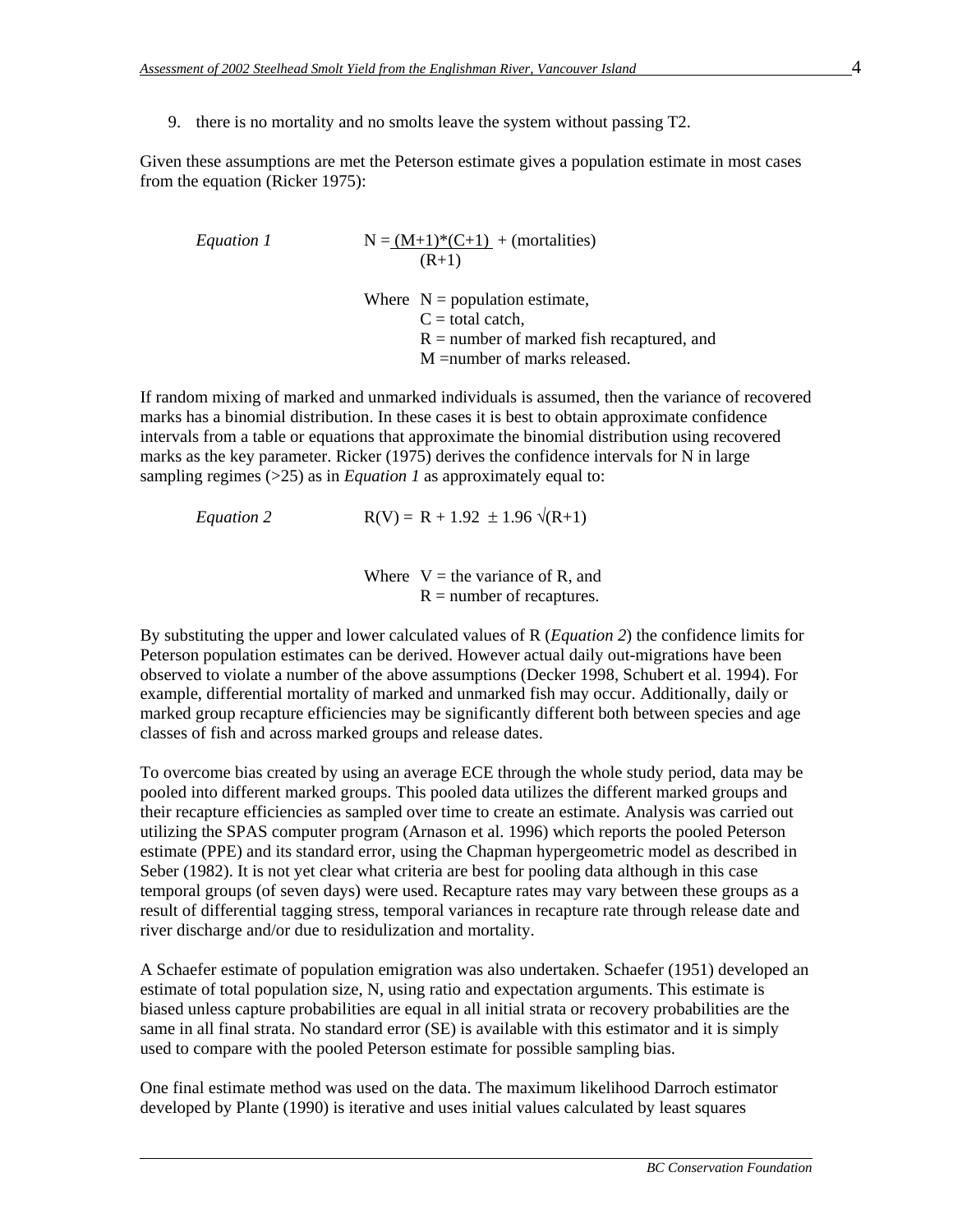9. there is no mortality and no smolts leave the system without passing T2.

Given these assumptions are met the Peterson estimate gives a population estimate in most cases from the equation (Ricker 1975):

*Equation 1*

$$N = \frac{(M+1)*(C+1)}{(R+1)} + (\text{mortalities})$$

Where N = population estimate,
C = total catch,
R = number of marked fish recaptured, and
M =number of marks released.

If random mixing of marked and unmarked individuals is assumed, then the variance of recovered marks has a binomial distribution. In these cases it is best to obtain approximate confidence intervals from a table or equations that approximate the binomial distribution using recovered marks as the key parameter. Ricker (1975) derives the confidence intervals for N in large sampling regimes (>25) as in *Equation 1* as approximately equal to:

*Equation 2*

$$R(V) = R + 1.92 \pm 1.96 \sqrt{(R+1)}$$

Where V = the variance of R, and
R = number of recaptures.

By substituting the upper and lower calculated values of R (*Equation 2*) the confidence limits for Peterson population estimates can be derived. However actual daily out-migrations have been observed to violate a number of the above assumptions (Decker 1998, Schubert et al. 1994). For example, differential mortality of marked and unmarked fish may occur. Additionally, daily or marked group recapture efficiencies may be significantly different both between species and age classes of fish and across marked groups and release dates.

To overcome bias created by using an average ECE through the whole study period, data may be pooled into different marked groups. This pooled data utilizes the different marked groups and their recapture efficiencies as sampled over time to create an estimate. Analysis was carried out utilizing the SPAS computer program (Arnason et al. 1996) which reports the pooled Peterson estimate (PPE) and its standard error, using the Chapman hypergeometric model as described in Seber (1982). It is not yet clear what criteria are best for pooling data although in this case temporal groups (of seven days) were used. Recapture rates may vary between these groups as a result of differential tagging stress, temporal variances in recapture rate through release date and river discharge and/or due to residulization and mortality.

A Schaefer estimate of population emigration was also undertaken. Schaefer (1951) developed an estimate of total population size, N, using ratio and expectation arguments. This estimate is biased unless capture probabilities are equal in all initial strata or recovery probabilities are the same in all final strata. No standard error (SE) is available with this estimator and it is simply used to compare with the pooled Peterson estimate for possible sampling bias.

One final estimate method was used on the data. The maximum likelihood Darroch estimator developed by Plante (1990) is iterative and uses initial values calculated by least squares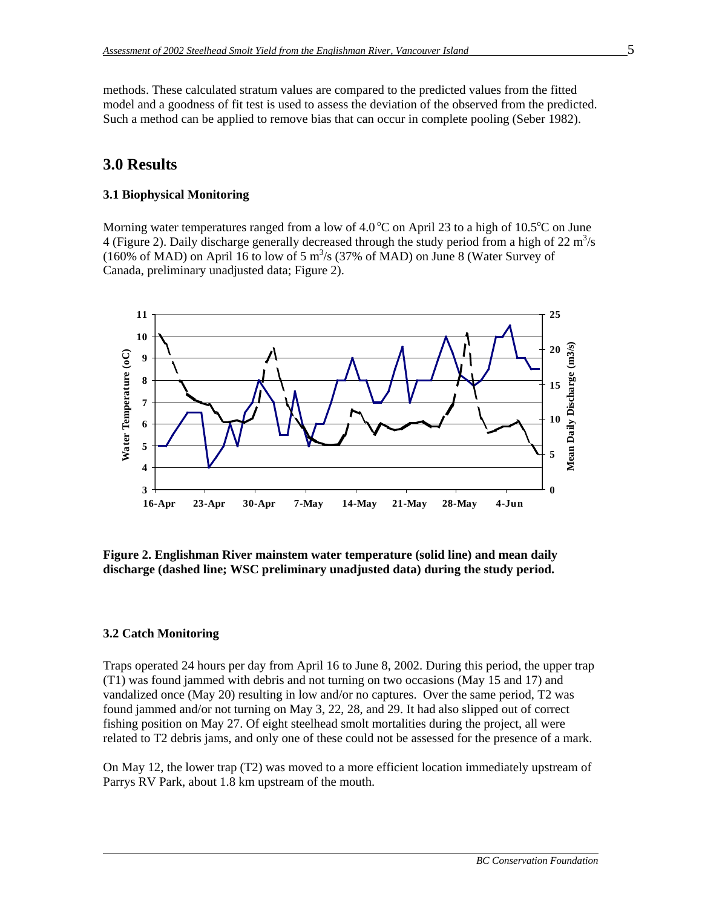methods. These calculated stratum values are compared to the predicted values from the fitted model and a goodness of fit test is used to assess the deviation of the observed from the predicted. Such a method can be applied to remove bias that can occur in complete pooling (Seber 1982).

## 3.0 Results

### 3.1 Biophysical Monitoring

Morning water temperatures ranged from a low of 4.0 °C on April 23 to a high of 10.5°C on June 4 (Figure 2). Daily discharge generally decreased through the study period from a high of 22 $m^3/s$ (160% of MAD) on April 16 to low of 5 $m^3/s$ (37% of MAD) on June 8 (Water Survey of Canada, preliminary unadjusted data; Figure 2).

**Figure 2. Englishman River mainstem water temperature (solid line) and mean daily discharge (dashed line; WSC preliminary unadjusted data) during the study period.**

### 3.2 Catch Monitoring

Traps operated 24 hours per day from April 16 to June 8, 2002. During this period, the upper trap (T1) was found jammed with debris and not turning on two occasions (May 15 and 17) and vandalized once (May 20) resulting in low and/or no captures. Over the same period, T2 was found jammed and/or not turning on May 3, 22, 28, and 29. It had also slipped out of correct fishing position on May 27. Of eight steelhead smolt mortalities during the project, all were related to T2 debris jams, and only one of these could not be assessed for the presence of a mark.

On May 12, the lower trap (T2) was moved to a more efficient location immediately upstream of Parrys RV Park, about 1.8 km upstream of the mouth.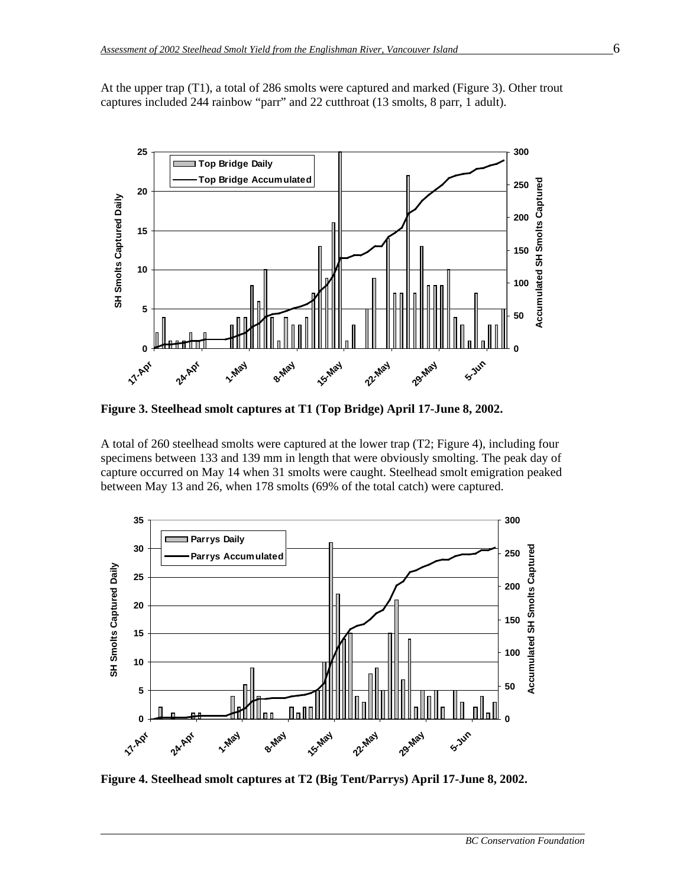At the upper trap (T1), a total of 286 smolts were captured and marked (Figure 3). Other trout captures included 244 rainbow "parr" and 22 cutthroat (13 smolts, 8 parr, 1 adult).

**Figure 3. Steelhead smolt captures at T1 (Top Bridge) April 17-June 8, 2002.**

A total of 260 steelhead smolts were captured at the lower trap (T2; Figure 4), including four specimens between 133 and 139 mm in length that were obviously smolting. The peak day of capture occurred on May 14 when 31 smolts were caught. Steelhead smolt emigration peaked between May 13 and 26, when 178 smolts (69% of the total catch) were captured.

**Figure 4. Steelhead smolt captures at T2 (Big Tent/Parrys) April 17-June 8, 2002.**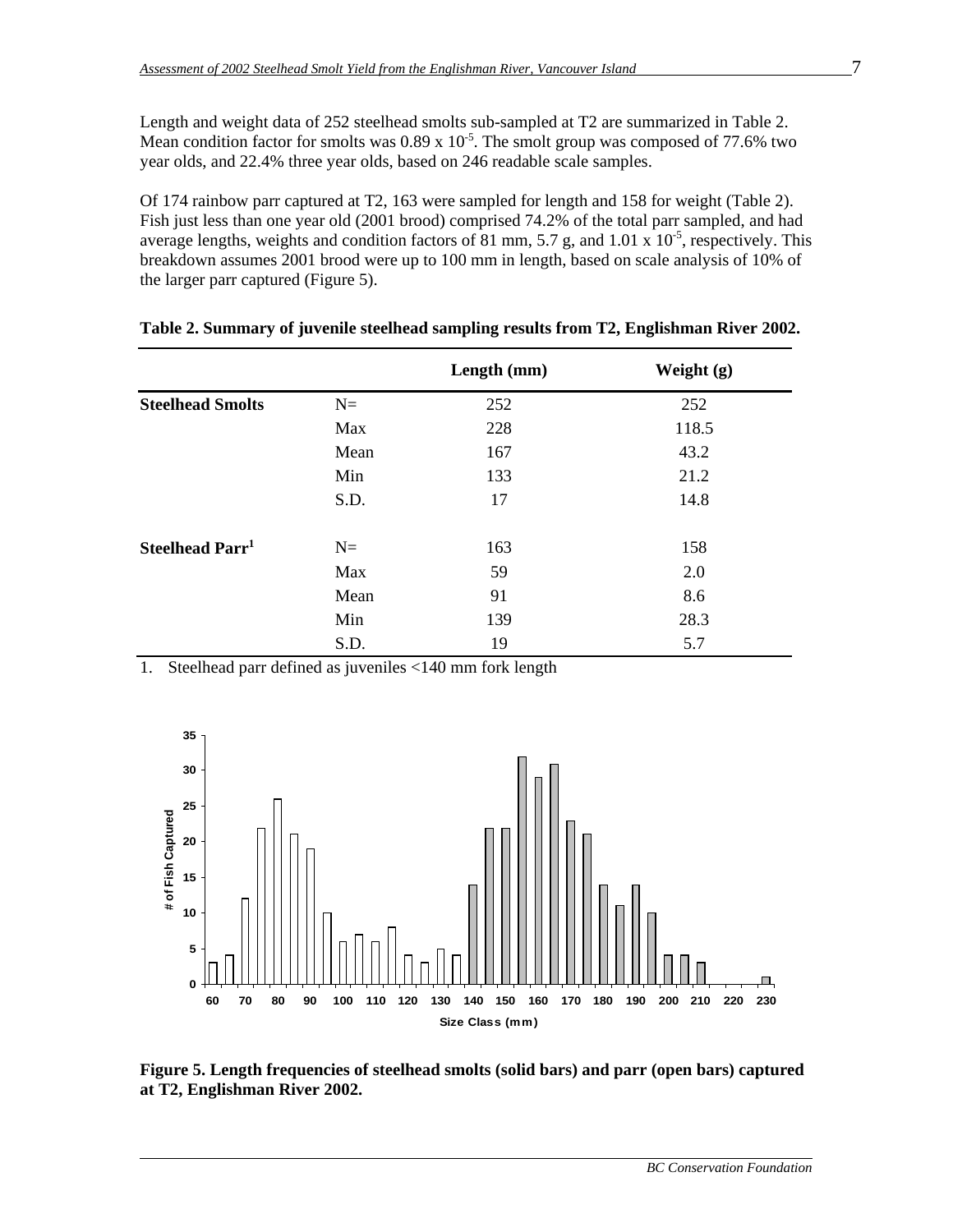Length and weight data of 252 steelhead smolts sub-sampled at T2 are summarized in Table 2. Mean condition factor for smolts was $0.89 \times 10^{-5}$. The smolt group was composed of 77.6% two year olds, and 22.4% three year olds, based on 246 readable scale samples.

Of 174 rainbow parr captured at T2, 163 were sampled for length and 158 for weight (Table 2). Fish just less than one year old (2001 brood) comprised 74.2% of the total parr sampled, and had average lengths, weights and condition factors of 81 mm, 5.7 g, and $1.01 \times 10^{-5}$, respectively. This breakdown assumes 2001 brood were up to 100 mm in length, based on scale analysis of 10% of the larger parr captured (Figure 5).

**Table 2. Summary of juvenile steelhead sampling results from T2, Englishman River 2002.**

| | | Length (mm) | Weight (g) |
|---|---|---|---|
| **Steelhead Smolts** | N= | 252 | 252 |
| | Max | 228 | 118.5 |
| | Mean | 167 | 43.2 |
| | Min | 133 | 21.2 |
| | S.D. | 17 | 14.8 |
| **Steelhead Parr[1]** | N= | 163 | 158 |
| | Max | 59 | 2.0 |
| | Mean | 91 | 8.6 |
| | Min | 139 | 28.3 |
| | S.D. | 19 | 5.7 |

1. Steelhead parr defined as juveniles <140 mm fork length

**Figure 5. Length frequencies of steelhead smolts (solid bars) and parr (open bars) captured at T2, Englishman River 2002.**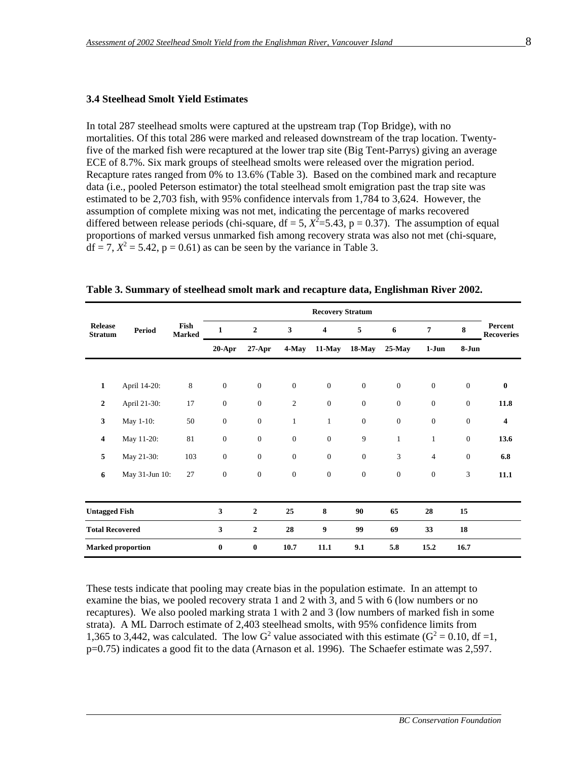### 3.4 Steelhead Smolt Yield Estimates

In total 287 steelhead smolts were captured at the upstream trap (Top Bridge), with no mortalities. Of this total 286 were marked and released downstream of the trap location. Twenty-five of the marked fish were recaptured at the lower trap site (Big Tent-Parrys) giving an average ECE of 8.7%. Six mark groups of steelhead smolts were released over the migration period. Recapture rates ranged from 0% to 13.6% (Table 3). Based on the combined mark and recapture data (i.e., pooled Peterson estimator) the total steelhead smolt emigration past the trap site was estimated to be 2,703 fish, with 95% confidence intervals from 1,784 to 3,624. However, the assumption of complete mixing was not met, indicating the percentage of marks recovered differed between release periods (chi-square, df = 5, $X^2$=5.43, p = 0.37). The assumption of equal proportions of marked versus unmarked fish among recovery strata was also not met (chi-square, df = 7, $X^2$ = 5.42, p = 0.61) as can be seen by the variance in Table 3.

**Table 3. Summary of steelhead smolt mark and recapture data, Englishman River 2002.**

| Release Stratum | Period | Fish Marked | Recovery Stratum | | | | | | | | Percent Recoveries |
|---|---|---|---|---|---|---|---|---|---|---|---|
| | | | 1 | 2 | 3 | 4 | 5 | 6 | 7 | 8 | |
| | | | 20-Apr | 27-Apr | 4-May | 11-May | 18-May | 25-May | 1-Jun | 8-Jun | |
| **1** | April 14-20: | 8 | 0 | 0 | 0 | 0 | 0 | 0 | 0 | 0 | **0** |
| **2** | April 21-30: | 17 | 0 | 0 | 2 | 0 | 0 | 0 | 0 | 0 | **11.8** |
| **3** | May 1-10: | 50 | 0 | 0 | 1 | 1 | 0 | 0 | 0 | 0 | **4** |
| **4** | May 11-20: | 81 | 0 | 0 | 0 | 0 | 9 | 1 | 1 | 0 | **13.6** |
| **5** | May 21-30: | 103 | 0 | 0 | 0 | 0 | 0 | 3 | 4 | 0 | **6.8** |
| **6** | May 31-Jun 10: | 27 | 0 | 0 | 0 | 0 | 0 | 0 | 0 | 3 | **11.1** |
| **Untagged Fish** | | | **3** | **2** | **25** | **8** | **90** | **65** | **28** | **15** | |
| **Total Recovered** | | | **3** | **2** | **28** | **9** | **99** | **69** | **33** | **18** | |
| **Marked proportion** | | | **0** | **0** | **10.7** | **11.1** | **9.1** | **5.8** | **15.2** | **16.7** | |

These tests indicate that pooling may create bias in the population estimate. In an attempt to examine the bias, we pooled recovery strata 1 and 2 with 3, and 5 with 6 (low numbers or no recaptures). We also pooled marking strata 1 with 2 and 3 (low numbers of marked fish in some strata). A ML Darroch estimate of 2,403 steelhead smolts, with 95% confidence limits from 1,365 to 3,442, was calculated. The low $G^2$ value associated with this estimate ($G^2$ = 0.10, df =1, p=0.75) indicates a good fit to the data (Arnason et al. 1996). The Schaefer estimate was 2,597.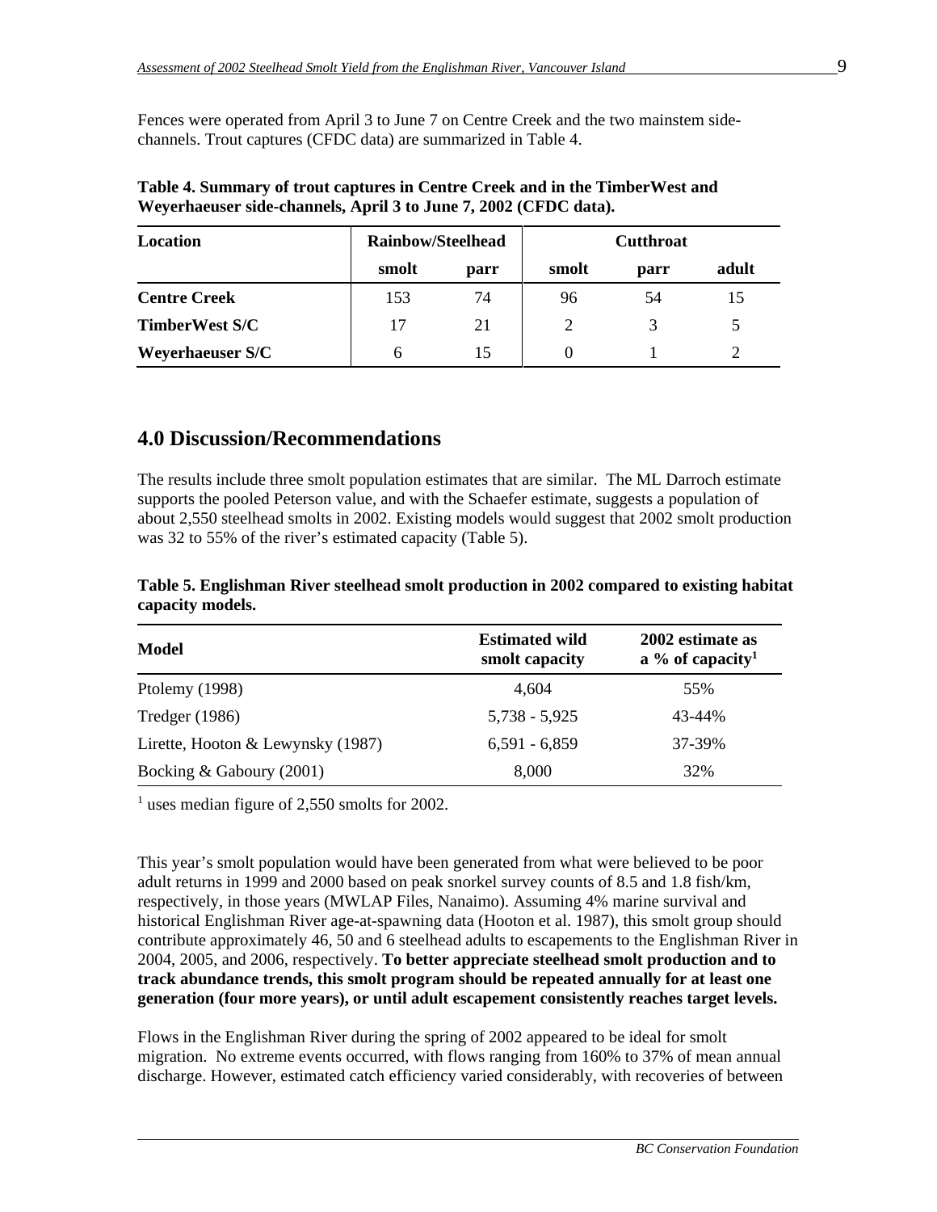Fences were operated from April 3 to June 7 on Centre Creek and the two mainstem side-channels. Trout captures (CFDC data) are summarized in Table 4.

**Table 4. Summary of trout captures in Centre Creek and in the TimberWest and Weyerhaeuser side-channels, April 3 to June 7, 2002 (CFDC data).**

| Location | Rainbow/Steelhead | | Cutthroat | | |
|---|---|---|---|---|---|
| | smolt | parr | smolt | parr | adult |
| **Centre Creek** | 153 | 74 | 96 | 54 | 15 |
| **TimberWest S/C** | 17 | 21 | 2 | 3 | 5 |
| **Weyerhaeuser S/C** | 6 | 15 | 0 | 1 | 2 |

## 4.0 Discussion/Recommendations

The results include three smolt population estimates that are similar. The ML Darroch estimate supports the pooled Peterson value, and with the Schaefer estimate, suggests a population of about 2,550 steelhead smolts in 2002. Existing models would suggest that 2002 smolt production was 32 to 55% of the river's estimated capacity (Table 5).

**Table 5. Englishman River steelhead smolt production in 2002 compared to existing habitat capacity models.**

| Model | Estimated wild smolt capacity | 2002 estimate as a % of capacity[1] |
|---|---|---|
| Ptolemy (1998) | 4,604 | 55% |
| Tredger (1986) | 5,738 - 5,925 | 43-44% |
| Lirette, Hooton & Lewynsky (1987) | 6,591 - 6,859 | 37-39% |
| Bocking & Gaboury (2001) | 8,000 | 32% |

[1] uses median figure of 2,550 smolts for 2002.

This year's smolt population would have been generated from what were believed to be poor adult returns in 1999 and 2000 based on peak snorkel survey counts of 8.5 and 1.8 fish/km, respectively, in those years (MWLAP Files, Nanaimo). Assuming 4% marine survival and historical Englishman River age-at-spawning data (Hooton et al. 1987), this smolt group should contribute approximately 46, 50 and 6 steelhead adults to escapements to the Englishman River in 2004, 2005, and 2006, respectively. **To better appreciate steelhead smolt production and to track abundance trends, this smolt program should be repeated annually for at least one generation (four more years), or until adult escapement consistently reaches target levels.**

Flows in the Englishman River during the spring of 2002 appeared to be ideal for smolt migration. No extreme events occurred, with flows ranging from 160% to 37% of mean annual discharge. However, estimated catch efficiency varied considerably, with recoveries of between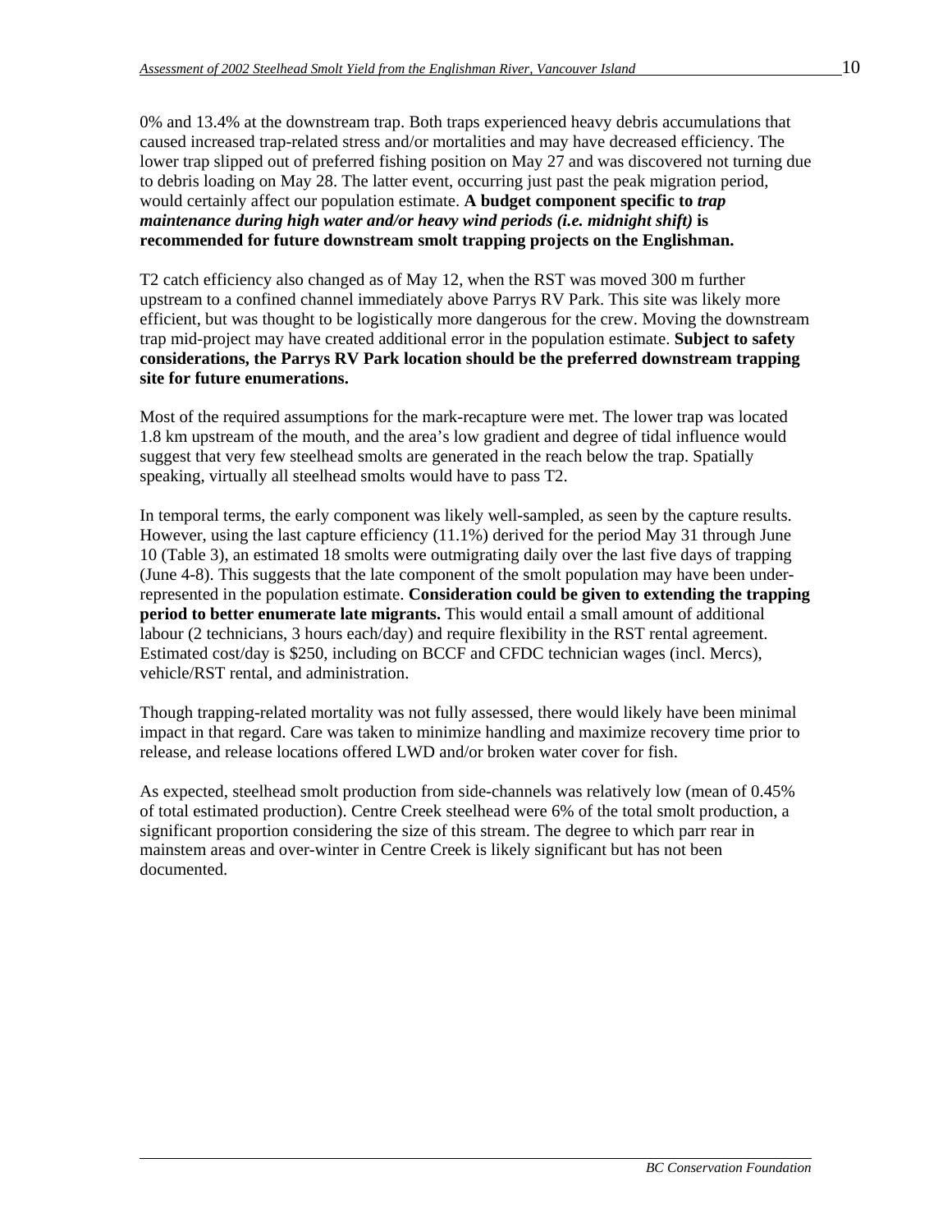0% and 13.4% at the downstream trap. Both traps experienced heavy debris accumulations that caused increased trap-related stress and/or mortalities and may have decreased efficiency. The lower trap slipped out of preferred fishing position on May 27 and was discovered not turning due to debris loading on May 28. The latter event, occurring just past the peak migration period, would certainly affect our population estimate. **A budget component specific to *trap maintenance during high water and/or heavy wind periods (i.e. midnight shift)* is recommended for future downstream smolt trapping projects on the Englishman.**

T2 catch efficiency also changed as of May 12, when the RST was moved 300 m further upstream to a confined channel immediately above Parrys RV Park. This site was likely more efficient, but was thought to be logistically more dangerous for the crew. Moving the downstream trap mid-project may have created additional error in the population estimate. **Subject to safety considerations, the Parrys RV Park location should be the preferred downstream trapping site for future enumerations.**

Most of the required assumptions for the mark-recapture were met. The lower trap was located 1.8 km upstream of the mouth, and the area's low gradient and degree of tidal influence would suggest that very few steelhead smolts are generated in the reach below the trap. Spatially speaking, virtually all steelhead smolts would have to pass T2.

In temporal terms, the early component was likely well-sampled, as seen by the capture results. However, using the last capture efficiency (11.1%) derived for the period May 31 through June 10 (Table 3), an estimated 18 smolts were outmigrating daily over the last five days of trapping (June 4-8). This suggests that the late component of the smolt population may have been under-represented in the population estimate. **Consideration could be given to extending the trapping period to better enumerate late migrants.** This would entail a small amount of additional labour (2 technicians, 3 hours each/day) and require flexibility in the RST rental agreement. Estimated cost/day is $250, including on BCCF and CFDC technician wages (incl. Mercs), vehicle/RST rental, and administration.

Though trapping-related mortality was not fully assessed, there would likely have been minimal impact in that regard. Care was taken to minimize handling and maximize recovery time prior to release, and release locations offered LWD and/or broken water cover for fish.

As expected, steelhead smolt production from side-channels was relatively low (mean of 0.45% of total estimated production). Centre Creek steelhead were 6% of the total smolt production, a significant proportion considering the size of this stream. The degree to which parr rear in mainstem areas and over-winter in Centre Creek is likely significant but has not been documented.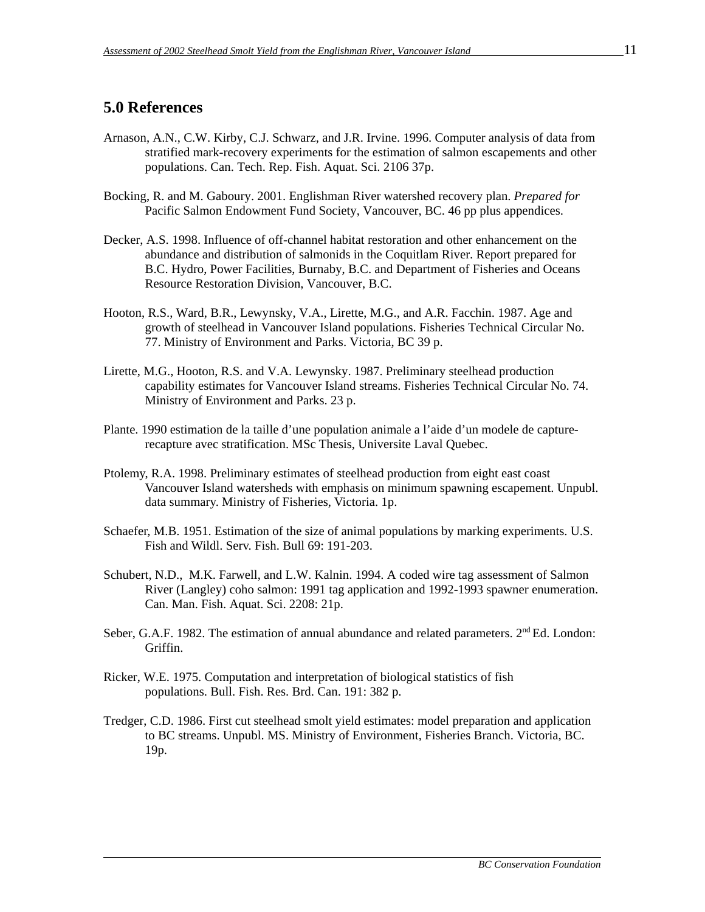## 5.0 References

Arnason, A.N., C.W. Kirby, C.J. Schwarz, and J.R. Irvine. 1996. Computer analysis of data from stratified mark-recovery experiments for the estimation of salmon escapements and other populations. Can. Tech. Rep. Fish. Aquat. Sci. 2106 37p.

Bocking, R. and M. Gaboury. 2001. Englishman River watershed recovery plan. *Prepared for* Pacific Salmon Endowment Fund Society, Vancouver, BC. 46 pp plus appendices.

Decker, A.S. 1998. Influence of off-channel habitat restoration and other enhancement on the abundance and distribution of salmonids in the Coquitlam River. Report prepared for B.C. Hydro, Power Facilities, Burnaby, B.C. and Department of Fisheries and Oceans Resource Restoration Division, Vancouver, B.C.

Hooton, R.S., Ward, B.R., Lewynsky, V.A., Lirette, M.G., and A.R. Facchin. 1987. Age and growth of steelhead in Vancouver Island populations. Fisheries Technical Circular No. 77. Ministry of Environment and Parks. Victoria, BC 39 p.

Lirette, M.G., Hooton, R.S. and V.A. Lewynsky. 1987. Preliminary steelhead production capability estimates for Vancouver Island streams. Fisheries Technical Circular No. 74. Ministry of Environment and Parks. 23 p.

Plante. 1990 estimation de la taille d'une population animale a l'aide d'un modele de capture-recapture avec stratification. MSc Thesis, Universite Laval Quebec.

Ptolemy, R.A. 1998. Preliminary estimates of steelhead production from eight east coast Vancouver Island watersheds with emphasis on minimum spawning escapement. Unpubl. data summary. Ministry of Fisheries, Victoria. 1p.

Schaefer, M.B. 1951. Estimation of the size of animal populations by marking experiments. U.S. Fish and Wildl. Serv. Fish. Bull 69: 191-203.

Schubert, N.D., M.K. Farwell, and L.W. Kalnin. 1994. A coded wire tag assessment of Salmon River (Langley) coho salmon: 1991 tag application and 1992-1993 spawner enumeration. Can. Man. Fish. Aquat. Sci. 2208: 21p.

Seber, G.A.F. 1982. The estimation of annual abundance and related parameters. 2nd Ed. London: Griffin.

Ricker, W.E. 1975. Computation and interpretation of biological statistics of fish populations. Bull. Fish. Res. Brd. Can. 191: 382 p.

Tredger, C.D. 1986. First cut steelhead smolt yield estimates: model preparation and application to BC streams. Unpubl. MS. Ministry of Environment, Fisheries Branch. Victoria, BC. 19p.